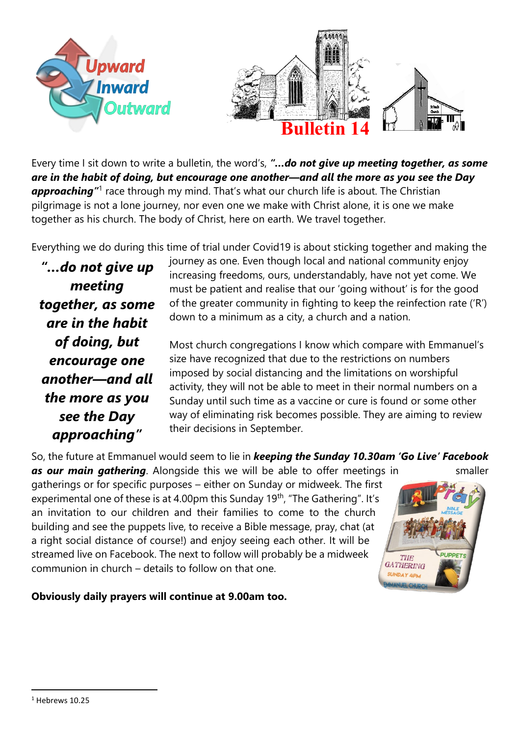# Bulletin 14

Every time I sit down to write a bulletin, the word's, ***"…do not give up meeting together, as some are in the habit of doing, but encourage one another—and all the more as you see the Day approaching"***[1] race through my mind. That's what our church life is about. The Christian pilgrimage is not a lone journey, nor even one we make with Christ alone, it is one we make together as his church. The body of Christ, here on earth. We travel together.

> ***"…do not give up meeting together, as some are in the habit of doing, but encourage one another—and all the more as you see the Day approaching"***

Everything we do during this time of trial under Covid19 is about sticking together and making the journey as one. Even though local and national community enjoy increasing freedoms, ours, understandably, have not yet come. We must be patient and realise that our 'going without' is for the good of the greater community in fighting to keep the reinfection rate ('R') down to a minimum as a city, a church and a nation.

Most church congregations I know which compare with Emmanuel's size have recognized that due to the restrictions on numbers imposed by social distancing and the limitations on worshipful activity, they will not be able to meet in their normal numbers on a Sunday until such time as a vaccine or cure is found or some other way of eliminating risk becomes possible. They are aiming to review their decisions in September.

So, the future at Emmanuel would seem to lie in ***keeping the Sunday 10.30am 'Go Live' Facebook as our main gathering***. Alongside this we will be able to offer meetings in smaller gatherings or for specific purposes – either on Sunday or midweek. The first experimental one of these is at 4.00pm this Sunday 19th, "The Gathering". It's an invitation to our children and their families to come to the church building and see the puppets live, to receive a Bible message, pray, chat (at a right social distance of course!) and enjoy seeing each other. It will be streamed live on Facebook. The next to follow will probably be a midweek communion in church – details to follow on that one.

**Obviously daily prayers will continue at 9.00am too.**

---

[1] Hebrews 10.25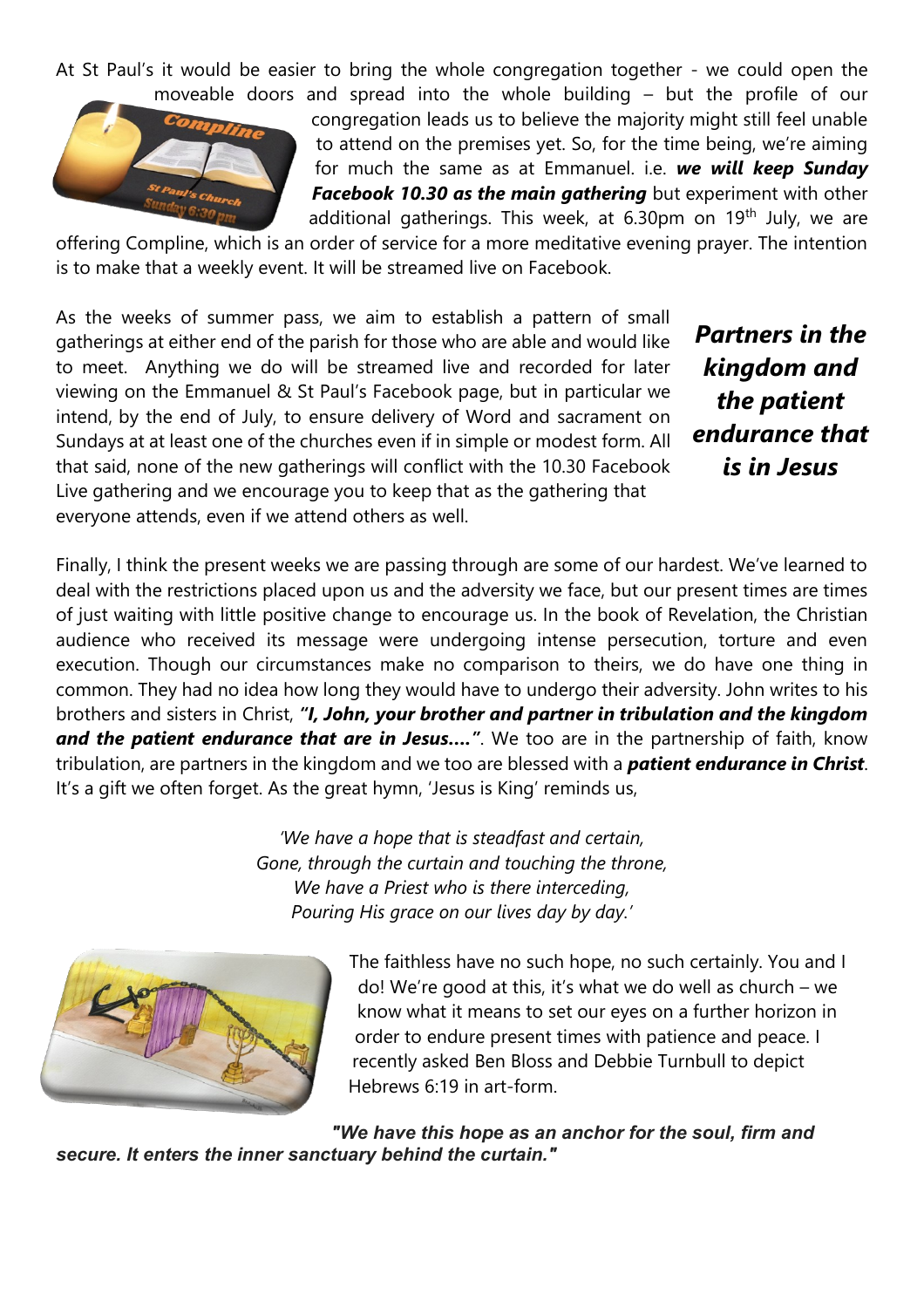At St Paul's it would be easier to bring the whole congregation together - we could open the moveable doors and spread into the whole building – but the profile of our congregation leads us to believe the majority might still feel unable to attend on the premises yet. So, for the time being, we're aiming for much the same as at Emmanuel. i.e. ***we will keep Sunday Facebook 10.30 as the main gathering*** but experiment with other additional gatherings. This week, at 6.30pm on 19th July, we are offering Compline, which is an order of service for a more meditative evening prayer. The intention is to make that a weekly event. It will be streamed live on Facebook.

As the weeks of summer pass, we aim to establish a pattern of small gatherings at either end of the parish for those who are able and would like to meet. Anything we do will be streamed live and recorded for later viewing on the Emmanuel & St Paul's Facebook page, but in particular we intend, by the end of July, to ensure delivery of Word and sacrament on Sundays at at least one of the churches even if in simple or modest form. All that said, none of the new gatherings will conflict with the 10.30 Facebook Live gathering and we encourage you to keep that as the gathering that everyone attends, even if we attend others as well.

***Partners in the kingdom and the patient endurance that is in Jesus***

Finally, I think the present weeks we are passing through are some of our hardest. We've learned to deal with the restrictions placed upon us and the adversity we face, but our present times are times of just waiting with little positive change to encourage us. In the book of Revelation, the Christian audience who received its message were undergoing intense persecution, torture and even execution. Though our circumstances make no comparison to theirs, we do have one thing in common. They had no idea how long they would have to undergo their adversity. John writes to his brothers and sisters in Christ, ***"I, John, your brother and partner in tribulation and the kingdom and the patient endurance that are in Jesus…."***. We too are in the partnership of faith, know tribulation, are partners in the kingdom and we too are blessed with a ***patient endurance in Christ***. It's a gift we often forget. As the great hymn, 'Jesus is King' reminds us,

*'We have a hope that is steadfast and certain,*
*Gone, through the curtain and touching the throne,*
*We have a Priest who is there interceding,*
*Pouring His grace on our lives day by day.'*

The faithless have no such hope, no such certainly. You and I do! We're good at this, it's what we do well as church – we know what it means to set our eyes on a further horizon in order to endure present times with patience and peace. I recently asked Ben Bloss and Debbie Turnbull to depict Hebrews 6:19 in art-form.

***"We have this hope as an anchor for the soul, firm and secure. It enters the inner sanctuary behind the curtain."***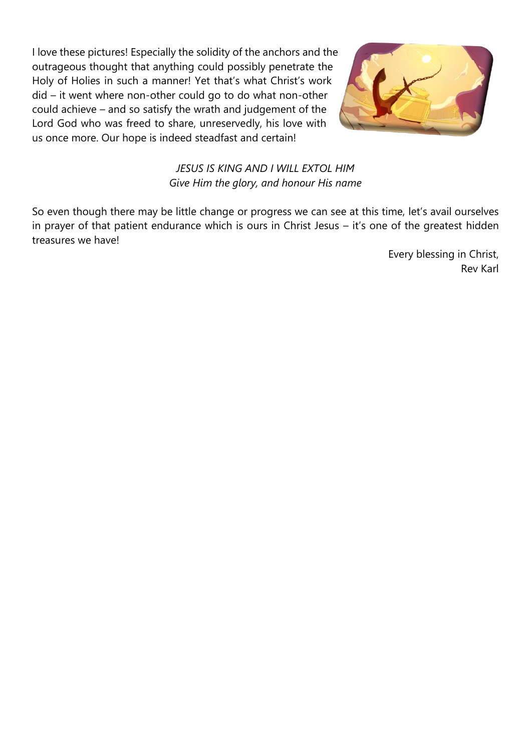I love these pictures! Especially the solidity of the anchors and the outrageous thought that anything could possibly penetrate the Holy of Holies in such a manner! Yet that's what Christ's work did – it went where non-other could go to do what non-other could achieve – and so satisfy the wrath and judgement of the Lord God who was freed to share, unreservedly, his love with us once more. Our hope is indeed steadfast and certain!

*JESUS IS KING AND I WILL EXTOL HIM*
*Give Him the glory, and honour His name*

So even though there may be little change or progress we can see at this time, let's avail ourselves in prayer of that patient endurance which is ours in Christ Jesus – it's one of the greatest hidden treasures we have!

Every blessing in Christ,
Rev Karl